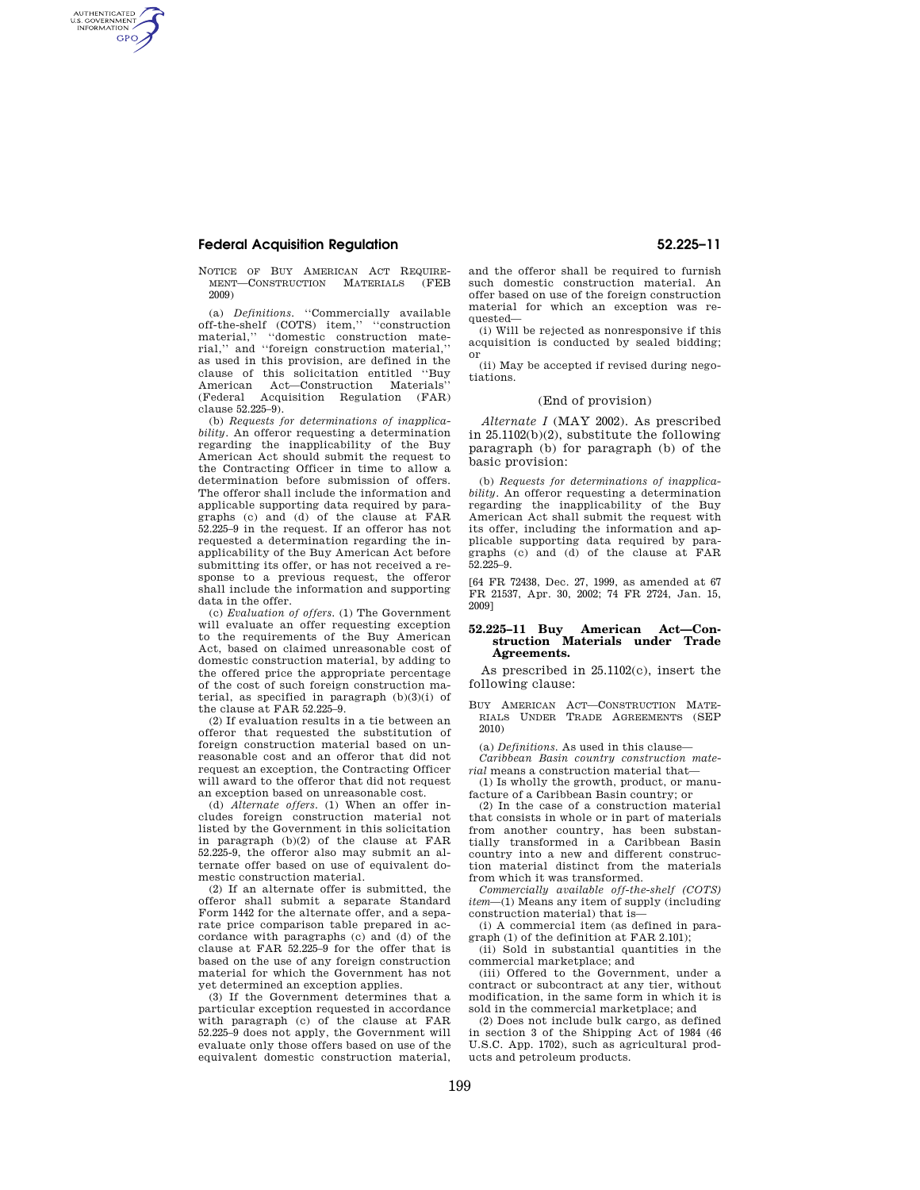NOTICE OF BUY AMERICAN ACT REQUIREMENT—CONSTRUCTION MATERIALS (FEB 2009)

(a) *Definitions.* "Commercially available off-the-shelf (COTS) item," "construction material," "domestic construction material," and "foreign construction material," as used in this provision, are defined in the clause of this solicitation entitled "Buy American Act—Construction Materials" (Federal Acquisition Regulation (FAR) clause 52.225–9).

(b) *Requests for determinations of inapplicability.* An offeror requesting a determination regarding the inapplicability of the Buy American Act should submit the request to the Contracting Officer in time to allow a determination before submission of offers. The offeror shall include the information and applicable supporting data required by paragraphs (c) and (d) of the clause at FAR 52.225–9 in the request. If an offeror has not requested a determination regarding the inapplicability of the Buy American Act before submitting its offer, or has not received a response to a previous request, the offeror shall include the information and supporting data in the offer.

(c) *Evaluation of offers.* (1) The Government will evaluate an offer requesting exception to the requirements of the Buy American Act, based on claimed unreasonable cost of domestic construction material, by adding to the offered price the appropriate percentage of the cost of such foreign construction material, as specified in paragraph (b)(3)(i) of the clause at FAR 52.225–9.

(2) If evaluation results in a tie between an offeror that requested the substitution of foreign construction material based on unreasonable cost and an offeror that did not request an exception, the Contracting Officer will award to the offeror that did not request an exception based on unreasonable cost.

(d) *Alternate offers.* (1) When an offer includes foreign construction material not listed by the Government in this solicitation in paragraph (b)(2) of the clause at FAR 52.225-9, the offeror also may submit an alternate offer based on use of equivalent domestic construction material.

(2) If an alternate offer is submitted, the offeror shall submit a separate Standard Form 1442 for the alternate offer, and a separate price comparison table prepared in accordance with paragraphs (c) and (d) of the clause at FAR 52.225–9 for the offer that is based on the use of any foreign construction material for which the Government has not yet determined an exception applies.

(3) If the Government determines that a particular exception requested in accordance with paragraph (c) of the clause at FAR 52.225–9 does not apply, the Government will evaluate only those offers based on use of the equivalent domestic construction material, and the offeror shall be required to furnish such domestic construction material. An offer based on use of the foreign construction material for which an exception was requested—

(i) Will be rejected as nonresponsive if this acquisition is conducted by sealed bidding; or

(ii) May be accepted if revised during negotiations.

(End of provision)

*Alternate I* (MAY 2002). As prescribed in 25.1102(b)(2), substitute the following paragraph (b) for paragraph (b) of the basic provision:

(b) *Requests for determinations of inapplicability.* An offeror requesting a determination regarding the inapplicability of the Buy American Act shall submit the request with its offer, including the information and applicable supporting data required by paragraphs (c) and (d) of the clause at FAR 52.225–9.

[64 FR 72438, Dec. 27, 1999, as amended at 67 FR 21537, Apr. 30, 2002; 74 FR 2724, Jan. 15, 2009]

### 52.225–11 Buy American Act—Construction Materials under Trade Agreements.

As prescribed in 25.1102(c), insert the following clause:

BUY AMERICAN ACT—CONSTRUCTION MATERIALS UNDER TRADE AGREEMENTS (SEP 2010)

(a) *Definitions.* As used in this clause—

*Caribbean Basin country construction material* means a construction material that—

(1) Is wholly the growth, product, or manufacture of a Caribbean Basin country; or

(2) In the case of a construction material that consists in whole or in part of materials from another country, has been substantially transformed in a Caribbean Basin country into a new and different construction material distinct from the materials from which it was transformed.

*Commercially available off-the-shelf (COTS) item*—(1) Means any item of supply (including construction material) that is—

(i) A commercial item (as defined in paragraph (1) of the definition at FAR 2.101);

(ii) Sold in substantial quantities in the commercial marketplace; and

(iii) Offered to the Government, under a contract or subcontract at any tier, without modification, in the same form in which it is sold in the commercial marketplace; and

(2) Does not include bulk cargo, as defined in section 3 of the Shipping Act of 1984 (46 U.S.C. App. 1702), such as agricultural products and petroleum products.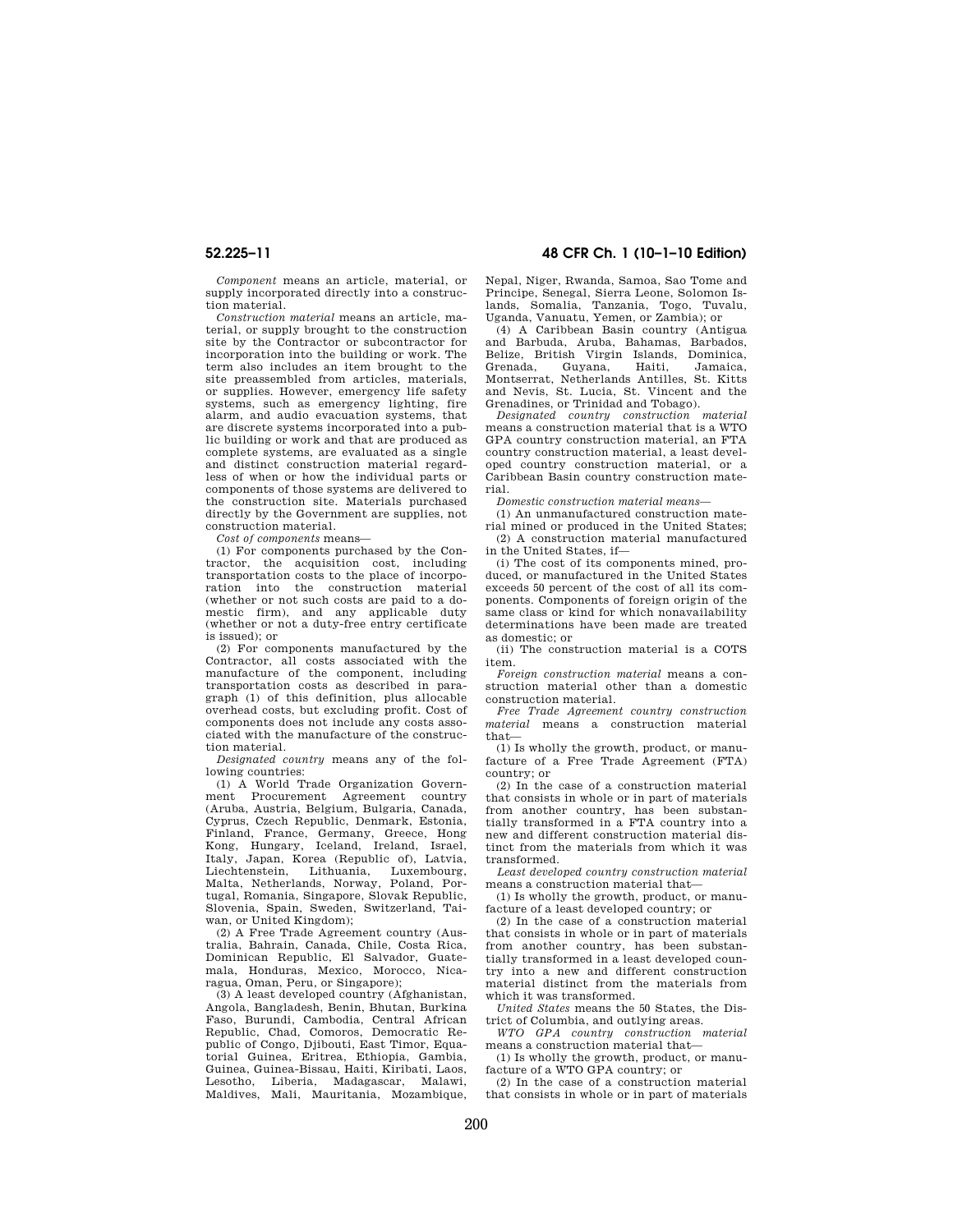*Component* means an article, material, or supply incorporated directly into a construction material.

*Construction material* means an article, material, or supply brought to the construction site by the Contractor or subcontractor for incorporation into the building or work. The term also includes an item brought to the site preassembled from articles, materials, or supplies. However, emergency life safety systems, such as emergency lighting, fire alarm, and audio evacuation systems, that are discrete systems incorporated into a public building or work and that are produced as complete systems, are evaluated as a single and distinct construction material regardless of when or how the individual parts or components of those systems are delivered to the construction site. Materials purchased directly by the Government are supplies, not construction material.

*Cost of components* means—

(1) For components purchased by the Contractor, the acquisition cost, including transportation costs to the place of incorporation into the construction material (whether or not such costs are paid to a domestic firm), and any applicable duty (whether or not a duty-free entry certificate is issued); or

(2) For components manufactured by the Contractor, all costs associated with the manufacture of the component, including transportation costs as described in paragraph (1) of this definition, plus allocable overhead costs, but excluding profit. Cost of components does not include any costs associated with the manufacture of the construction material.

*Designated country* means any of the following countries:

(1) A World Trade Organization Government Procurement Agreement country (Aruba, Austria, Belgium, Bulgaria, Canada, Cyprus, Czech Republic, Denmark, Estonia, Finland, France, Germany, Greece, Hong Kong, Hungary, Iceland, Ireland, Israel, Italy, Japan, Korea (Republic of), Latvia, Liechtenstein, Lithuania, Luxembourg, Malta, Netherlands, Norway, Poland, Portugal, Romania, Singapore, Slovak Republic, Slovenia, Spain, Sweden, Switzerland, Taiwan, or United Kingdom);

(2) A Free Trade Agreement country (Australia, Bahrain, Canada, Chile, Costa Rica, Dominican Republic, El Salvador, Guatemala, Honduras, Mexico, Morocco, Nicaragua, Oman, Peru, or Singapore);

(3) A least developed country (Afghanistan, Angola, Bangladesh, Benin, Bhutan, Burkina Faso, Burundi, Cambodia, Central African Republic, Chad, Comoros, Democratic Republic of Congo, Djibouti, East Timor, Equatorial Guinea, Eritrea, Ethiopia, Gambia, Guinea, Guinea-Bissau, Haiti, Kiribati, Laos, Lesotho, Liberia, Madagascar, Malawi, Maldives, Mali, Mauritania, Mozambique, Nepal, Niger, Rwanda, Samoa, Sao Tome and Principe, Senegal, Sierra Leone, Solomon Islands, Somalia, Tanzania, Togo, Tuvalu, Uganda, Vanuatu, Yemen, or Zambia); or

(4) A Caribbean Basin country (Antigua and Barbuda, Aruba, Bahamas, Barbados, Belize, British Virgin Islands, Dominica, Grenada, Guyana, Haiti, Jamaica, Montserrat, Netherlands Antilles, St. Kitts and Nevis, St. Lucia, St. Vincent and the Grenadines, or Trinidad and Tobago).

*Designated country construction material* means a construction material that is a WTO GPA country construction material, an FTA country construction material, a least developed country construction material, or a Caribbean Basin country construction material.

*Domestic construction material means*—

(1) An unmanufactured construction material mined or produced in the United States;

(2) A construction material manufactured in the United States, if—

(i) The cost of its components mined, produced, or manufactured in the United States exceeds 50 percent of the cost of all its components. Components of foreign origin of the same class or kind for which nonavailability determinations have been made are treated as domestic; or

(ii) The construction material is a COTS item.

*Foreign construction material* means a construction material other than a domestic construction material.

*Free Trade Agreement country construction material* means a construction material that—

(1) Is wholly the growth, product, or manufacture of a Free Trade Agreement (FTA) country; or

(2) In the case of a construction material that consists in whole or in part of materials from another country, has been substantially transformed in a FTA country into a new and different construction material distinct from the materials from which it was transformed.

*Least developed country construction material* means a construction material that—

(1) Is wholly the growth, product, or manufacture of a least developed country; or

(2) In the case of a construction material that consists in whole or in part of materials from another country, has been substantially transformed in a least developed country into a new and different construction material distinct from the materials from which it was transformed.

*United States* means the 50 States, the District of Columbia, and outlying areas.

*WTO GPA country construction material* means a construction material that—

(1) Is wholly the growth, product, or manufacture of a WTO GPA country; or

(2) In the case of a construction material that consists in whole or in part of materials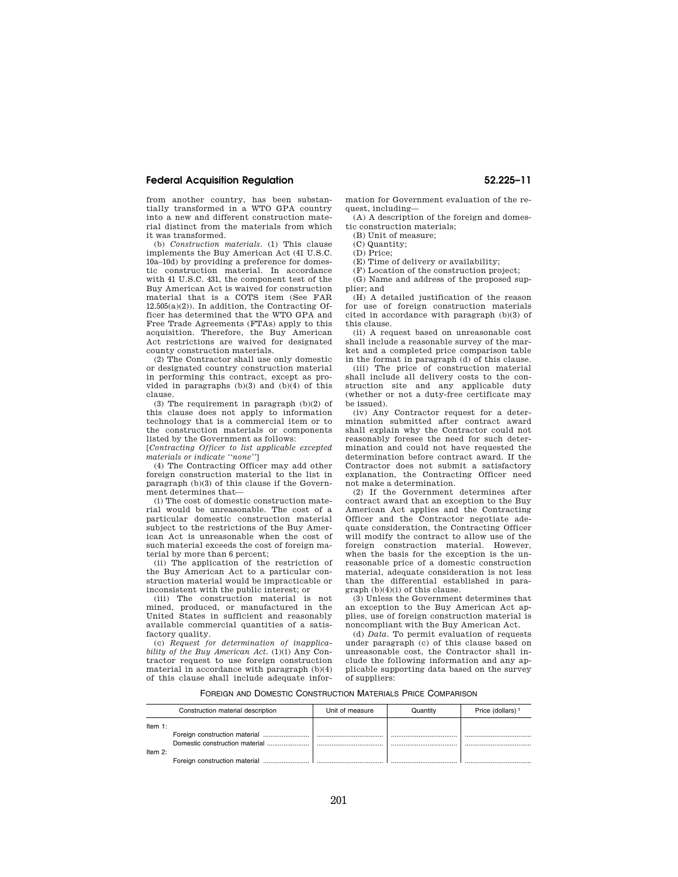from another country, has been substantially transformed in a WTO GPA country into a new and different construction material distinct from the materials from which it was transformed.

(b) *Construction materials.* (1) This clause implements the Buy American Act (41 U.S.C. 10a–10d) by providing a preference for domestic construction material. In accordance with 41 U.S.C. 431, the component test of the Buy American Act is waived for construction material that is a COTS item (See FAR 12.505(a)(2)). In addition, the Contracting Officer has determined that the WTO GPA and Free Trade Agreements (FTAs) apply to this acquisition. Therefore, the Buy American Act restrictions are waived for designated county construction materials.

(2) The Contractor shall use only domestic or designated country construction material in performing this contract, except as provided in paragraphs (b)(3) and (b)(4) of this clause.

(3) The requirement in paragraph (b)(2) of this clause does not apply to information technology that is a commercial item or to the construction materials or components listed by the Government as follows:

[*Contracting Officer to list applicable excepted materials or indicate ''none''*]

(4) The Contracting Officer may add other foreign construction material to the list in paragraph (b)(3) of this clause if the Government determines that—

(i) The cost of domestic construction material would be unreasonable. The cost of a particular domestic construction material subject to the restrictions of the Buy American Act is unreasonable when the cost of such material exceeds the cost of foreign material by more than 6 percent;

(ii) The application of the restriction of the Buy American Act to a particular construction material would be impracticable or inconsistent with the public interest; or

(iii) The construction material is not mined, produced, or manufactured in the United States in sufficient and reasonably available commercial quantities of a satisfactory quality.

(c) *Request for determination of inapplicability of the Buy American Act.* (1)(i) Any Contractor request to use foreign construction material in accordance with paragraph (b)(4) of this clause shall include adequate information for Government evaluation of the request, including—

(A) A description of the foreign and domestic construction materials;

(B) Unit of measure;

(C) Quantity;

(D) Price;

(E) Time of delivery or availability;

(F) Location of the construction project;

(G) Name and address of the proposed supplier; and

(H) A detailed justification of the reason for use of foreign construction materials cited in accordance with paragraph (b)(3) of this clause.

(ii) A request based on unreasonable cost shall include a reasonable survey of the market and a completed price comparison table in the format in paragraph (d) of this clause.

(iii) The price of construction material shall include all delivery costs to the construction site and any applicable duty (whether or not a duty-free certificate may be issued).

(iv) Any Contractor request for a determination submitted after contract award shall explain why the Contractor could not reasonably foresee the need for such determination and could not have requested the determination before contract award. If the Contractor does not submit a satisfactory explanation, the Contracting Officer need not make a determination.

(2) If the Government determines after contract award that an exception to the Buy American Act applies and the Contracting Officer and the Contractor negotiate adequate consideration, the Contracting Officer will modify the contract to allow use of the foreign construction material. However, when the basis for the exception is the unreasonable price of a domestic construction material, adequate consideration is not less than the differential established in paragraph (b)(4)(i) of this clause.

(3) Unless the Government determines that an exception to the Buy American Act applies, use of foreign construction material is noncompliant with the Buy American Act.

(d) *Data.* To permit evaluation of requests under paragraph (c) of this clause based on unreasonable cost, the Contractor shall include the following information and any applicable supporting data based on the survey of suppliers:

FOREIGN AND DOMESTIC CONSTRUCTION MATERIALS PRICE COMPARISON

| Construction material description | Unit of measure | Quantity | Price (dollars) [1] |
|---|---|---|---|
| Item 1: | | | |
| Foreign construction material ........................ | .................................... | .................................... | .................................... |
| Domestic construction material ....................... | .................................... | .................................... | .................................... |
| Item 2: | | | |
| Foreign construction material ........................ | .................................... | .................................... | .................................... |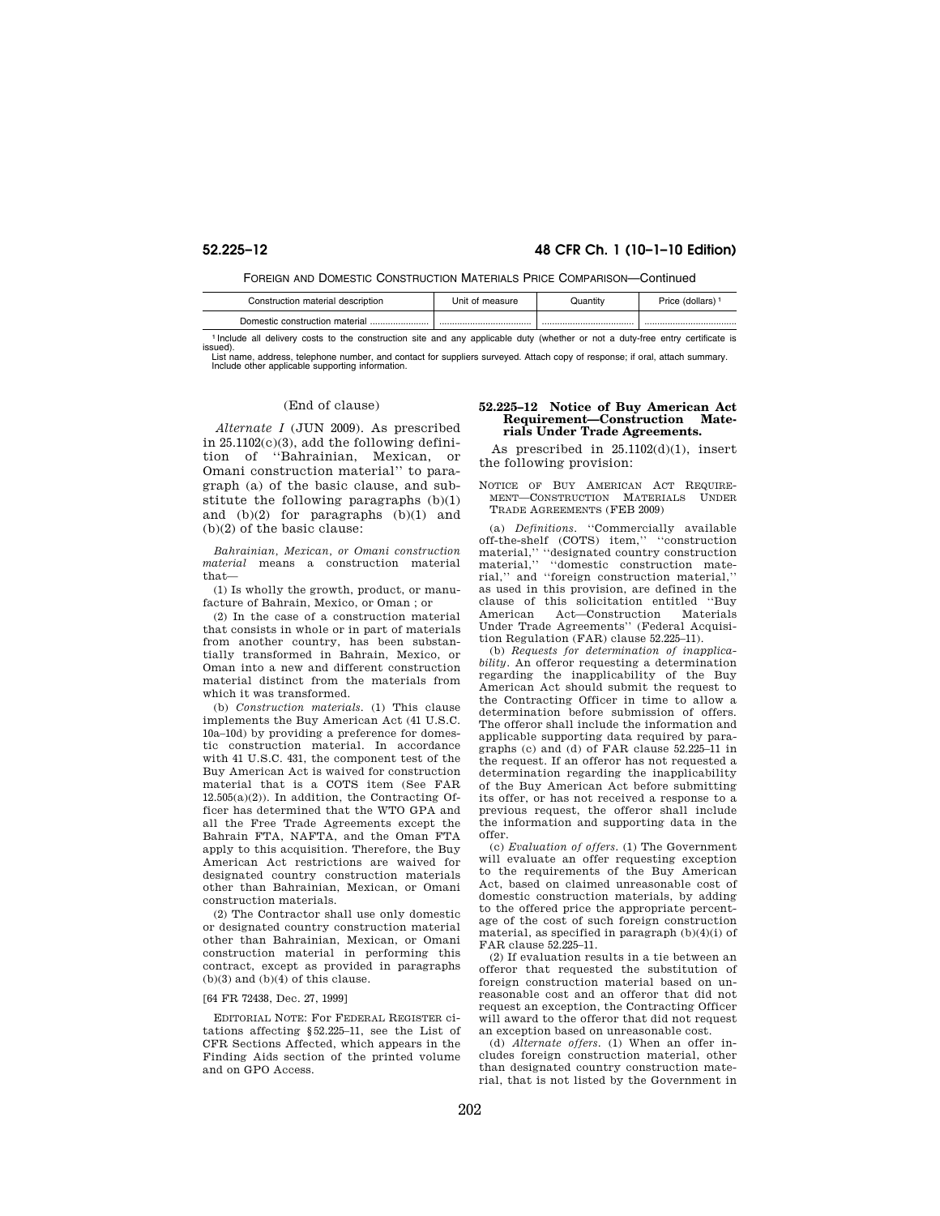FOREIGN AND DOMESTIC CONSTRUCTION MATERIALS PRICE COMPARISON—Continued

| Construction material description | Unit of measure | Quantity | Price (dollars) [1] |
|---|---|---|---|
| Domestic construction material ........................ | ...................................... | ...................................... | ...................................... |

[1] Include all delivery costs to the construction site and any applicable duty (whether or not a duty-free entry certificate is issued).

List name, address, telephone number, and contact for suppliers surveyed. Attach copy of response; if oral, attach summary. Include other applicable supporting information.

(End of clause)

*Alternate I* (JUN 2009). As prescribed in 25.1102(c)(3), add the following definition of ''Bahrainian, Mexican, or Omani construction material'' to paragraph (a) of the basic clause, and substitute the following paragraphs (b)(1) and (b)(2) for paragraphs (b)(1) and (b)(2) of the basic clause:

*Bahrainian, Mexican, or Omani construction material* means a construction material that—

(1) Is wholly the growth, product, or manufacture of Bahrain, Mexico, or Oman ; or

(2) In the case of a construction material that consists in whole or in part of materials from another country, has been substantially transformed in Bahrain, Mexico, or Oman into a new and different construction material distinct from the materials from which it was transformed.

(b) *Construction materials*. (1) This clause implements the Buy American Act (41 U.S.C. 10a–10d) by providing a preference for domestic construction material. In accordance with 41 U.S.C. 431, the component test of the Buy American Act is waived for construction material that is a COTS item (See FAR 12.505(a)(2)). In addition, the Contracting Officer has determined that the WTO GPA and all the Free Trade Agreements except the Bahrain FTA, NAFTA, and the Oman FTA apply to this acquisition. Therefore, the Buy American Act restrictions are waived for designated country construction materials other than Bahrainian, Mexican, or Omani construction materials.

(2) The Contractor shall use only domestic or designated country construction material other than Bahrainian, Mexican, or Omani construction material in performing this contract, except as provided in paragraphs (b)(3) and (b)(4) of this clause.

[64 FR 72438, Dec. 27, 1999]

EDITORIAL NOTE: For FEDERAL REGISTER citations affecting §52.225–11, see the List of CFR Sections Affected, which appears in the Finding Aids section of the printed volume and on GPO Access.

## 52.225–12 Notice of Buy American Act Requirement—Construction Materials Under Trade Agreements.

As prescribed in 25.1102(d)(1), insert the following provision:

NOTICE OF BUY AMERICAN ACT REQUIREMENT—CONSTRUCTION MATERIALS UNDER TRADE AGREEMENTS (FEB 2009)

(a) *Definitions*. ''Commercially available off-the-shelf (COTS) item,'' ''construction material,'' ''designated country construction material,'' ''domestic construction material,'' and ''foreign construction material,'' as used in this provision, are defined in the clause of this solicitation entitled ''Buy American Act—Construction Materials Under Trade Agreements'' (Federal Acquisition Regulation (FAR) clause 52.225–11).

(b) *Requests for determination of inapplicability*. An offeror requesting a determination regarding the inapplicability of the Buy American Act should submit the request to the Contracting Officer in time to allow a determination before submission of offers. The offeror shall include the information and applicable supporting data required by paragraphs (c) and (d) of FAR clause 52.225–11 in the request. If an offeror has not requested a determination regarding the inapplicability of the Buy American Act before submitting its offer, or has not received a response to a previous request, the offeror shall include the information and supporting data in the offer.

(c) *Evaluation of offers*. (1) The Government will evaluate an offer requesting exception to the requirements of the Buy American Act, based on claimed unreasonable cost of domestic construction materials, by adding to the offered price the appropriate percentage of the cost of such foreign construction material, as specified in paragraph (b)(4)(i) of FAR clause 52.225–11.

(2) If evaluation results in a tie between an offeror that requested the substitution of foreign construction material based on unreasonable cost and an offeror that did not request an exception, the Contracting Officer will award to the offeror that did not request an exception based on unreasonable cost.

(d) *Alternate offers*. (1) When an offer includes foreign construction material, other than designated country construction material, that is not listed by the Government in